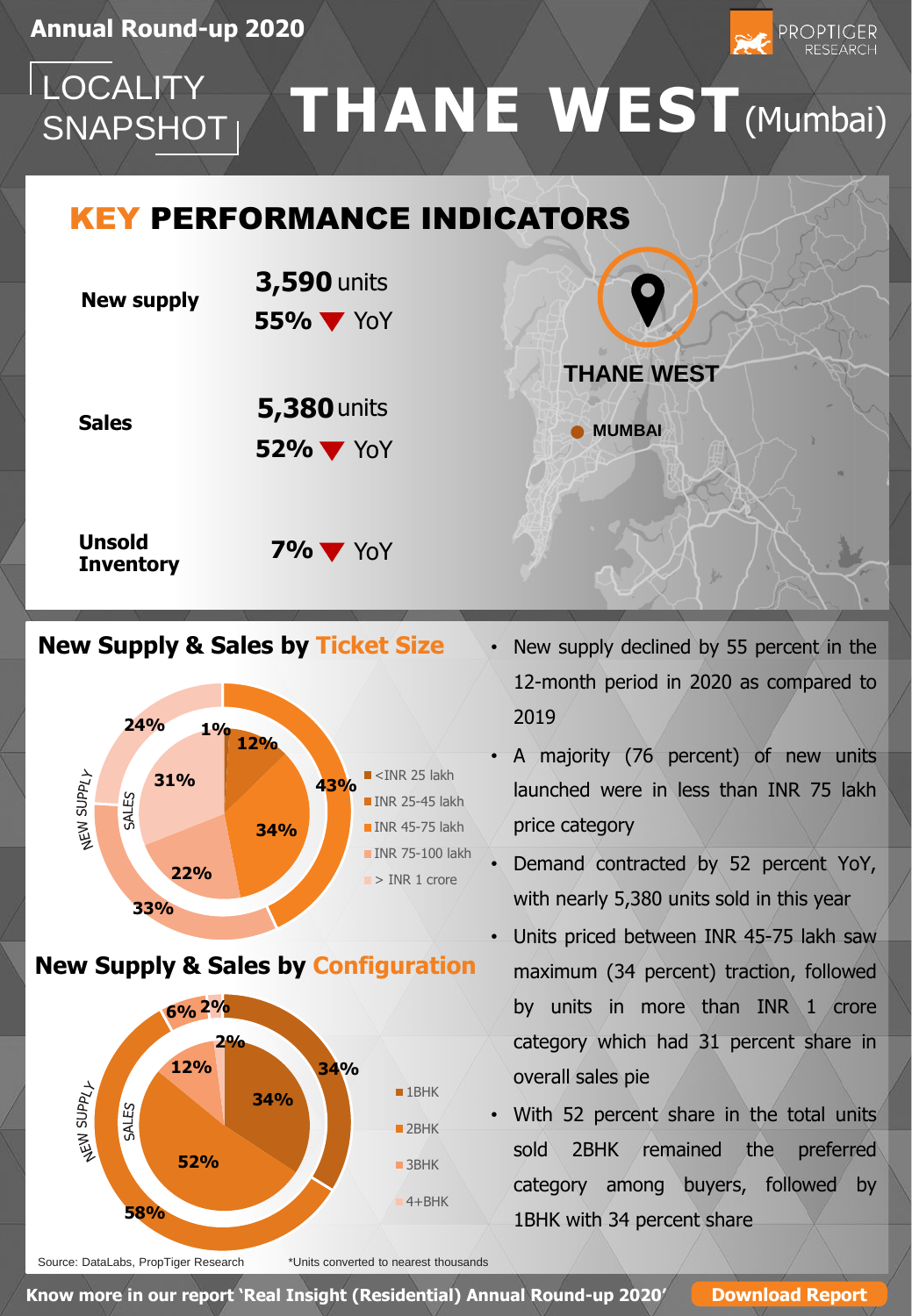Annual Round-up 2020

PROPTIGER RESEARCH

# LOCALITY SNAPSHOT THANE WEST (Mumbai)

## KEY PERFORMANCE INDICATORS

**New supply** — **3,590** units, **55%** ▼ YoY

**Sales** — **5,380** units, **52%** ▼ YoY

**Unsold Inventory** — **7%** ▼ YoY

THANE WEST

MUMBAI

## New Supply & Sales by Ticket Size

NEW SUPPLY
SALES

24%
1%
12%
43%
31%
34%
22%
33%

<INR 25 lakh
INR 25-45 lakh
INR 45-75 lakh
INR 75-100 lakh
> INR 1 crore

## New Supply & Sales by Configuration

NEW SUPPLY
SALES

6%
2%
2%
12%
34%
34%
52%
58%

1BHK
2BHK
3BHK
4+BHK

- New supply declined by 55 percent in the 12-month period in 2020 as compared to 2019
- A majority (76 percent) of new units launched were in less than INR 75 lakh price category
- Demand contracted by 52 percent YoY, with nearly 5,380 units sold in this year
- Units priced between INR 45-75 lakh saw maximum (34 percent) traction, followed by units in more than INR 1 crore category which had 31 percent share in overall sales pie
- With 52 percent share in the total units sold 2BHK remained the preferred category among buyers, followed by 1BHK with 34 percent share

Source: DataLabs, PropTiger Research

*Units converted to nearest thousands

**Know more in our report 'Real Insight (Residential) Annual Round-up 2020'** **Download Report**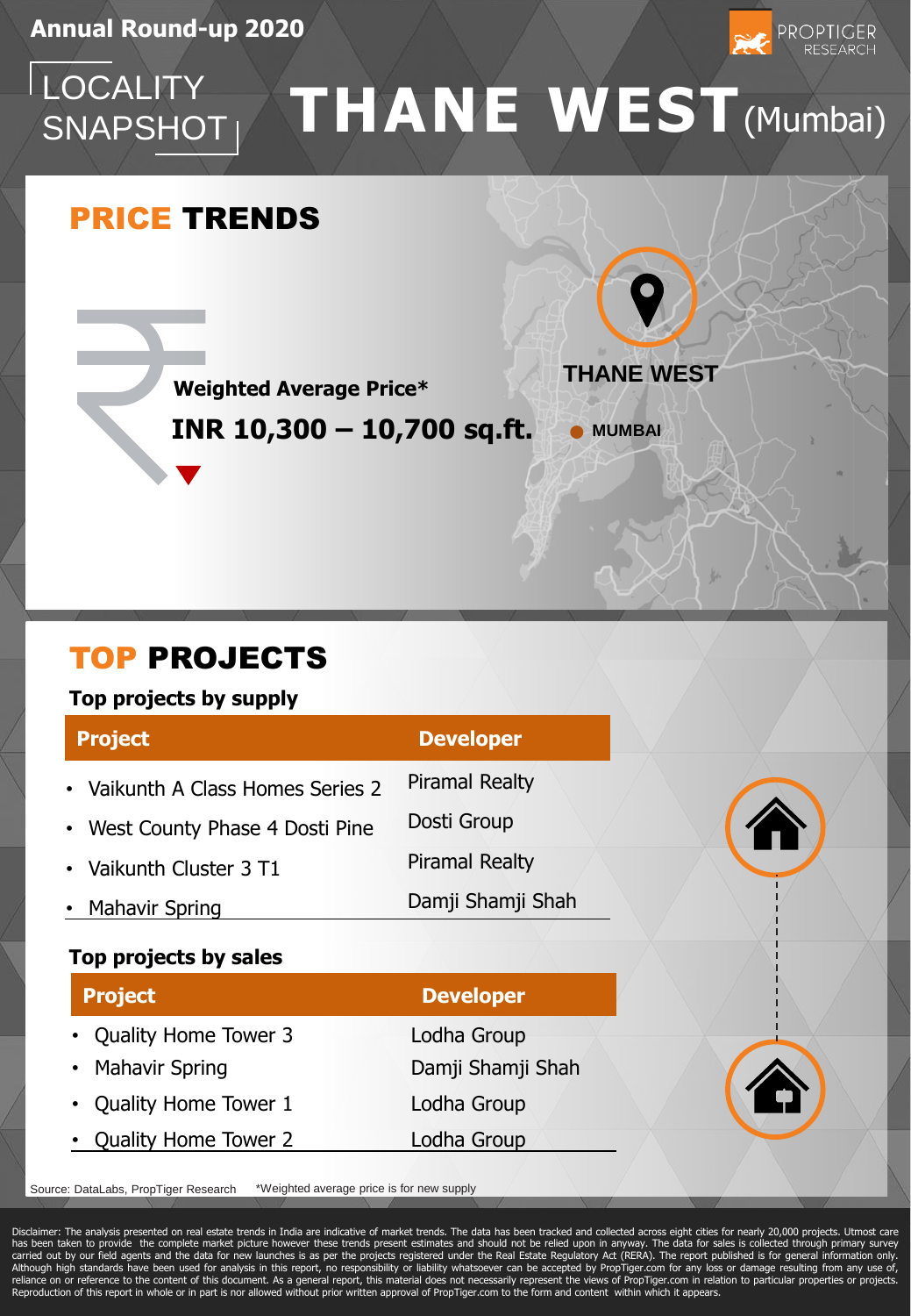Annual Round-up 2020

PROPTIGER RESEARCH

# LOCALITY SNAPSHOT THANE WEST (Mumbai)

## PRICE TRENDS

**Weighted Average Price***

**INR 10,300 – 10,700 sq.ft.**

THANE WEST

MUMBAI

## TOP PROJECTS

### Top projects by supply

| Project | Developer |
|---|---|
| Vaikunth A Class Homes Series 2 | Piramal Realty |
| West County Phase 4 Dosti Pine | Dosti Group |
| Vaikunth Cluster 3 T1 | Piramal Realty |
| Mahavir Spring | Damji Shamji Shah |

### Top projects by sales

| Project | Developer |
|---|---|
| Quality Home Tower 3 | Lodha Group |
| Mahavir Spring | Damji Shamji Shah |
| Quality Home Tower 1 | Lodha Group |
| Quality Home Tower 2 | Lodha Group |

Source: DataLabs, PropTiger Research

*Weighted average price is for new supply

Disclaimer: The analysis presented on real estate trends in India are indicative of market trends. The data has been tracked and collected across eight cities for nearly 20,000 projects. Utmost care has been taken to provide the complete market picture however these trends present estimates and should not be relied upon in anyway. The data for sales is collected through primary survey carried out by our field agents and the data for new launches is as per the projects registered under the Real Estate Regulatory Act (RERA). The report published is for general information only. Although high standards have been used for analysis in this report, no responsibility or liability whatsoever can be accepted by PropTiger.com for any loss or damage resulting from any use of, reliance on or reference to the content of this document. As a general report, this material does not necessarily represent the views of PropTiger.com in relation to particular properties or projects. Reproduction of this report in whole or in part is nor allowed without prior written approval of PropTiger.com to the form and content within which it appears.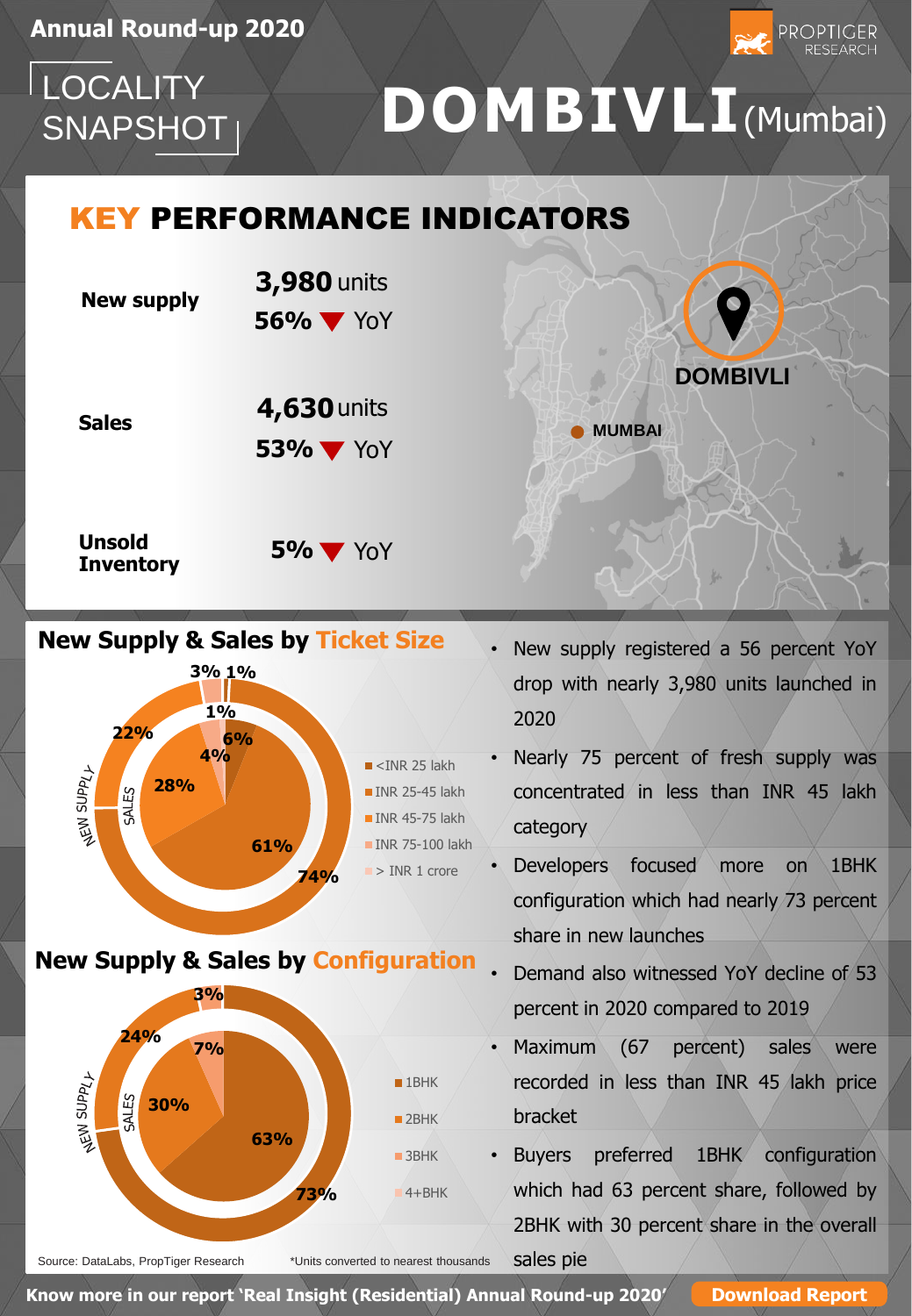Annual Round-up 2020

PROPTIGER RESEARCH

# LOCALITY SNAPSHOT DOMBIVLI (Mumbai)

## KEY PERFORMANCE INDICATORS

**New supply** — **3,980** units, **56%** ▼ YoY

**Sales** — **4,630** units, **53%** ▼ YoY

**Unsold Inventory** — **5%** ▼ YoY

DOMBIVLI

MUMBAI

## New Supply & Sales by Ticket Size

NEW SUPPLY
SALES

3%
1%
1%
22%
6%
4%
28%
61%
74%

<INR 25 lakh
INR 25-45 lakh
INR 45-75 lakh
INR 75-100 lakh
> INR 1 crore

## New Supply & Sales by Configuration

NEW SUPPLY
SALES

3%
24%
7%
30%
63%
73%

1BHK
2BHK
3BHK
4+BHK

Source: DataLabs, PropTiger Research

*Units converted to nearest thousands

- New supply registered a 56 percent YoY drop with nearly 3,980 units launched in 2020
- Nearly 75 percent of fresh supply was concentrated in less than INR 45 lakh category
- Developers focused more on 1BHK configuration which had nearly 73 percent share in new launches
- Demand also witnessed YoY decline of 53 percent in 2020 compared to 2019
- Maximum (67 percent) sales were recorded in less than INR 45 lakh price bracket
- Buyers preferred 1BHK configuration which had 63 percent share, followed by 2BHK with 30 percent share in the overall sales pie

**Know more in our report 'Real Insight (Residential) Annual Round-up 2020'** **Download Report**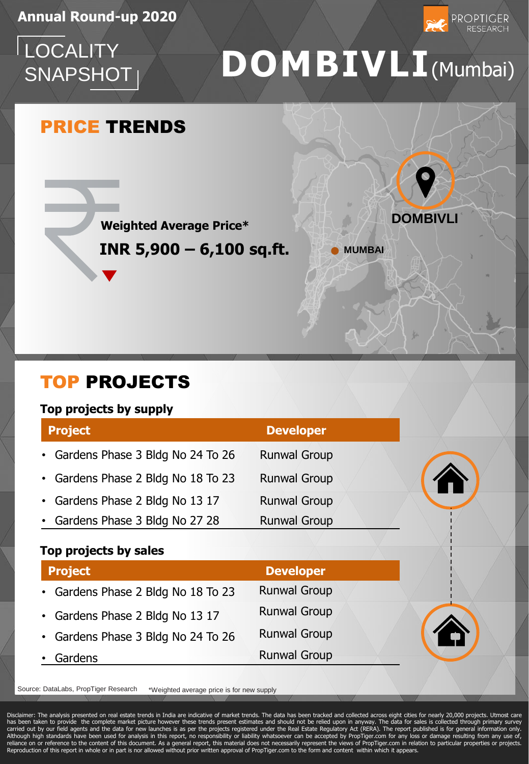Annual Round-up 2020

LOCALITY SNAPSHOT

# DOMBIVLI (Mumbai)

## PRICE TRENDS

**Weighted Average Price***

**INR 5,900 – 6,100 sq.ft.**

DOMBIVLI

MUMBAI

## TOP PROJECTS

### Top projects by supply

| Project | Developer |
|---|---|
| Gardens Phase 3 Bldg No 24 To 26 | Runwal Group |
| Gardens Phase 2 Bldg No 18 To 23 | Runwal Group |
| Gardens Phase 2 Bldg No 13 17 | Runwal Group |
| Gardens Phase 3 Bldg No 27 28 | Runwal Group |

### Top projects by sales

| Project | Developer |
|---|---|
| Gardens Phase 2 Bldg No 18 To 23 | Runwal Group |
| Gardens Phase 2 Bldg No 13 17 | Runwal Group |
| Gardens Phase 3 Bldg No 24 To 26 | Runwal Group |
| Gardens | Runwal Group |

Source: DataLabs, PropTiger Research *Weighted average price is for new supply

Disclaimer: The analysis presented on real estate trends in India are indicative of market trends. The data has been tracked and collected across eight cities for nearly 20,000 projects. Utmost care has been taken to provide the complete market picture however these trends present estimates and should not be relied upon in anyway. The data for sales is collected through primary survey carried out by our field agents and the data for new launches is as per the projects registered under the Real Estate Regulatory Act (RERA). The report published is for general information only. Although high standards have been used for analysis in this report, no responsibility or liability whatsoever can be accepted by PropTiger.com for any loss or damage resulting from any use of, reliance on or reference to the content of this document. As a general report, this material does not necessarily represent the views of PropTiger.com in relation to particular properties or projects. Reproduction of this report in whole or in part is nor allowed without prior written approval of PropTiger.com to the form and content within which it appears.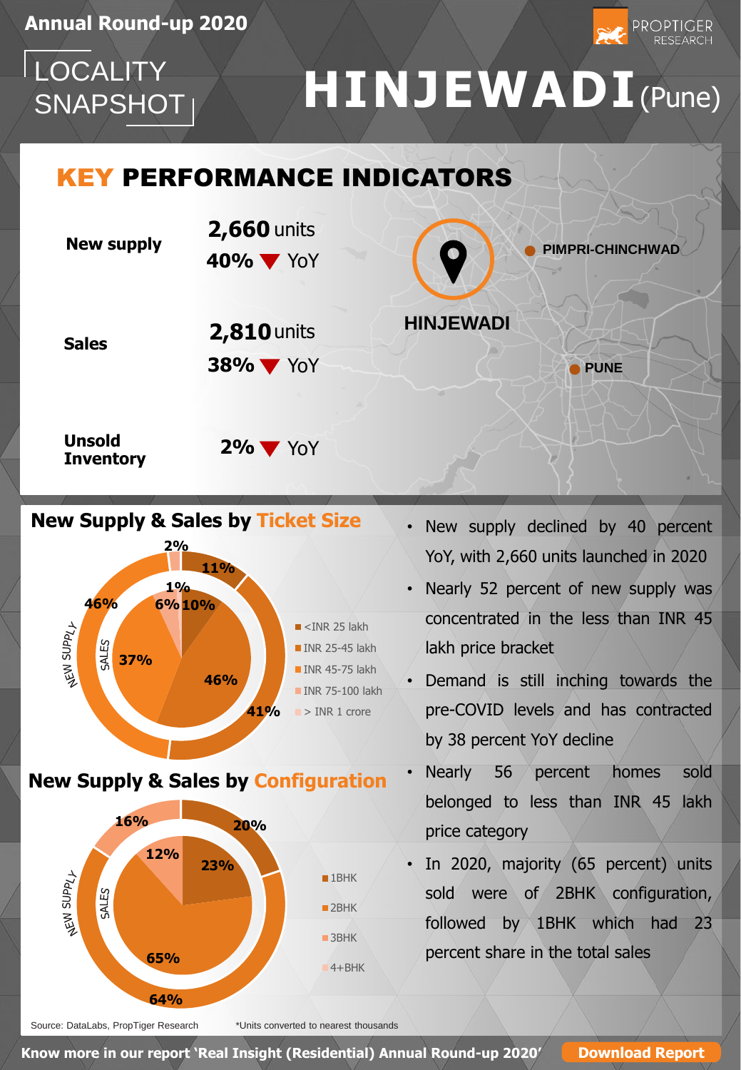Annual Round-up 2020

PROPTIGER RESEARCH

# LOCALITY SNAPSHOT

# HINJEWADI (Pune)

## KEY PERFORMANCE INDICATORS

**New supply**
2,660 units
40% ▼ YoY

**Sales**
2,810 units
38% ▼ YoY

**Unsold Inventory**
2% ▼ YoY

PIMPRI-CHINCHWAD
HINJEWADI
PUNE

## New Supply & Sales by Ticket Size

NEW SUPPLY
SALES

2%
11%
46%
1%
6%
10%
37%
46%
41%

<INR 25 lakh
INR 25-45 lakh
INR 45-75 lakh
INR 75-100 lakh
> INR 1 crore

## New Supply & Sales by Configuration

NEW SUPPLY
SALES

16%
20%
12%
23%
65%
64%

1BHK
2BHK
3BHK
4+BHK

- New supply declined by 40 percent YoY, with 2,660 units launched in 2020
- Nearly 52 percent of new supply was concentrated in the less than INR 45 lakh price bracket
- Demand is still inching towards the pre-COVID levels and has contracted by 38 percent YoY decline
- Nearly 56 percent homes sold belonged to less than INR 45 lakh price category
- In 2020, majority (65 percent) units sold were of 2BHK configuration, followed by 1BHK which had 23 percent share in the total sales

Source: DataLabs, PropTiger Research    *Units converted to nearest thousands

Know more in our report 'Real Insight (Residential) Annual Round-up 2020' Download Report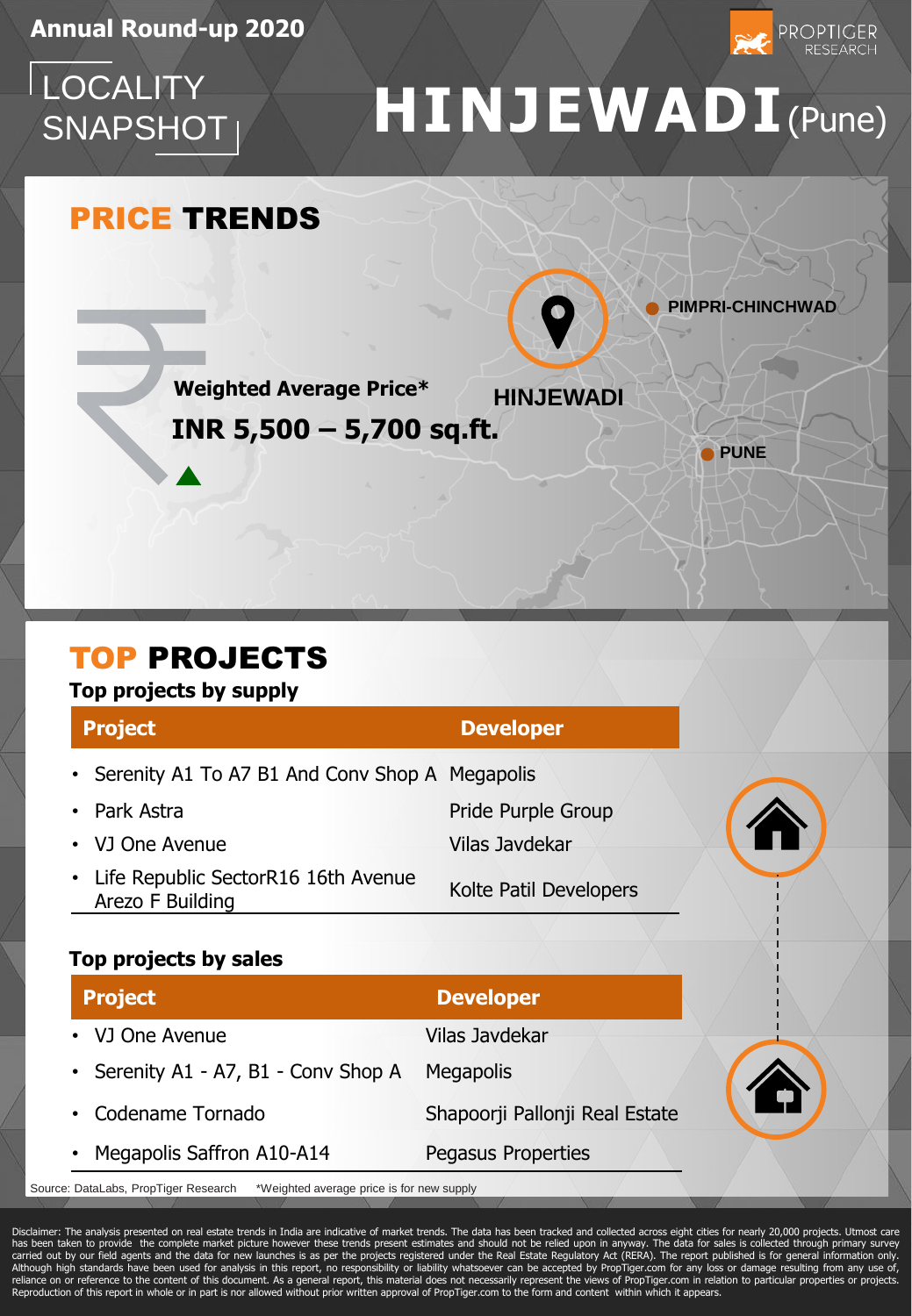Annual Round-up 2020

PROPTIGER RESEARCH

LOCALITY SNAPSHOT

# HINJEWADI (Pune)

## PRICE TRENDS

PIMPRI-CHINCHWAD

HINJEWADI

PUNE

**Weighted Average Price***

**INR 5,500 – 5,700 sq.ft.**

## TOP PROJECTS

### Top projects by supply

| Project | Developer |
|---|---|
| Serenity A1 To A7 B1 And Conv Shop A | Megapolis |
| Park Astra | Pride Purple Group |
| VJ One Avenue | Vilas Javdekar |
| Life Republic SectorR16 16th Avenue Arezo F Building | Kolte Patil Developers |

### Top projects by sales

| Project | Developer |
|---|---|
| VJ One Avenue | Vilas Javdekar |
| Serenity A1 - A7, B1 - Conv Shop A | Megapolis |
| Codename Tornado | Shapoorji Pallonji Real Estate |
| Megapolis Saffron A10-A14 | Pegasus Properties |

Source: DataLabs, PropTiger Research *Weighted average price is for new supply

Disclaimer: The analysis presented on real estate trends in India are indicative of market trends. The data has been tracked and collected across eight cities for nearly 20,000 projects. Utmost care has been taken to provide the complete market picture however these trends present estimates and should not be relied upon in anyway. The data for sales is collected through primary survey carried out by our field agents and the data for new launches is as per the projects registered under the Real Estate Regulatory Act (RERA). The report published is for general information only. Although high standards have been used for analysis in this report, no responsibility or liability whatsoever can be accepted by PropTiger.com for any loss or damage resulting from any use of, reliance on or reference to the content of this document. As a general report, this material does not necessarily represent the views of PropTiger.com in relation to particular properties or projects. Reproduction of this report in whole or in part is nor allowed without prior written approval of PropTiger.com to the form and content within which it appears.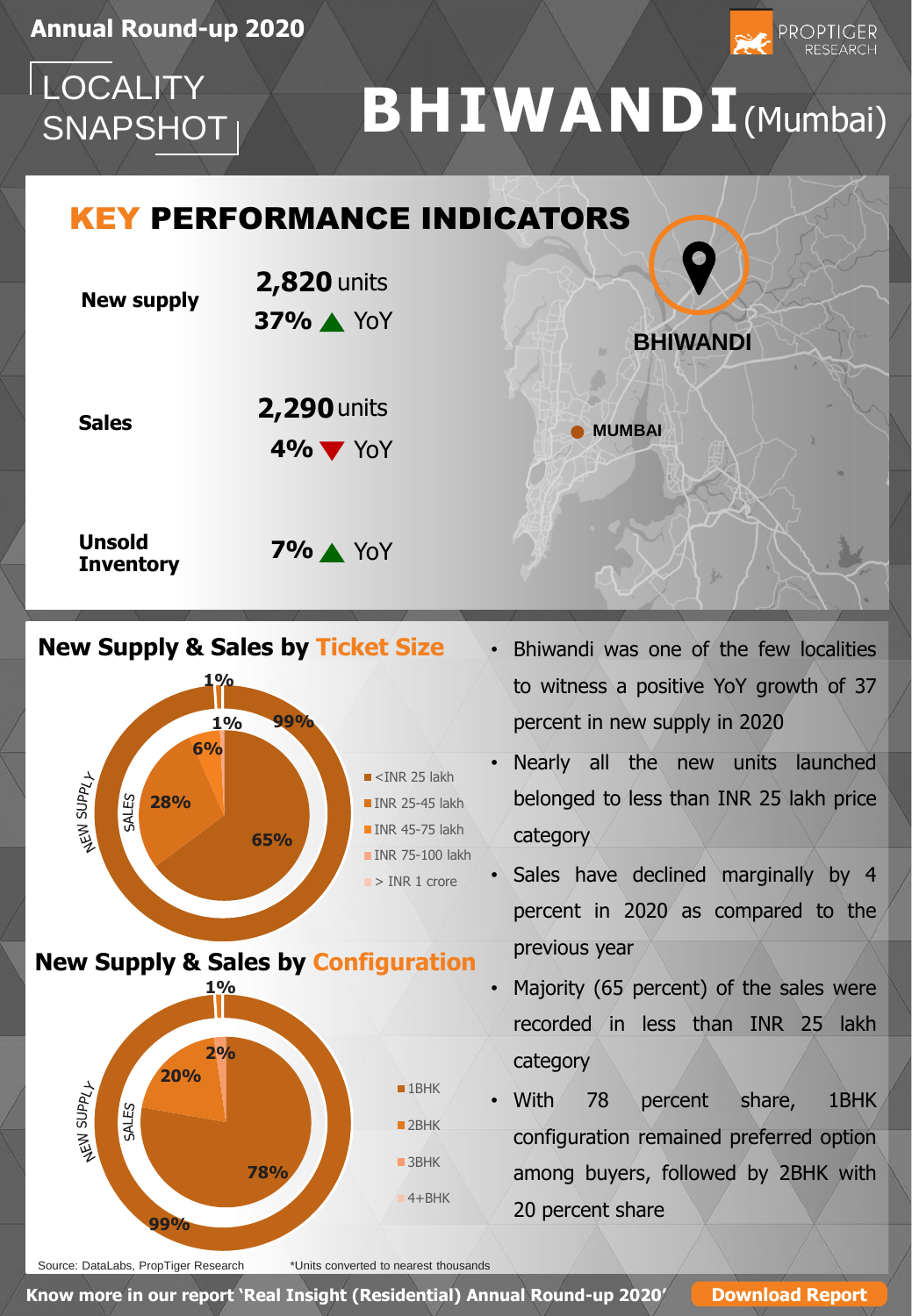Annual Round-up 2020

PROPTIGER RESEARCH

# LOCALITY SNAPSHOT

# BHIWANDI (Mumbai)

## KEY PERFORMANCE INDICATORS

**New supply** — **2,820** units, **37%** ▲ YoY

**Sales** — **2,290** units, **4%** ▼ YoY

**Unsold Inventory** — **7%** ▲ YoY

BHIWANDI

MUMBAI

## New Supply & Sales by Ticket Size

1%
1%
99%
6%
28%
65%
NEW SUPPLY
SALES

- <INR 25 lakh
- INR 25-45 lakh
- INR 45-75 lakh
- INR 75-100 lakh
- > INR 1 crore

## New Supply & Sales by Configuration

1%
2%
20%
78%
99%
NEW SUPPLY
SALES

- 1BHK
- 2BHK
- 3BHK
- 4+BHK

- Bhiwandi was one of the few localities to witness a positive YoY growth of 37 percent in new supply in 2020
- Nearly all the new units launched belonged to less than INR 25 lakh price category
- Sales have declined marginally by 4 percent in 2020 as compared to the previous year
- Majority (65 percent) of the sales were recorded in less than INR 25 lakh category
- With 78 percent share, 1BHK configuration remained preferred option among buyers, followed by 2BHK with 20 percent share

Source: DataLabs, PropTiger Research

*Units converted to nearest thousands

**Know more in our report 'Real Insight (Residential) Annual Round-up 2020'** **Download Report**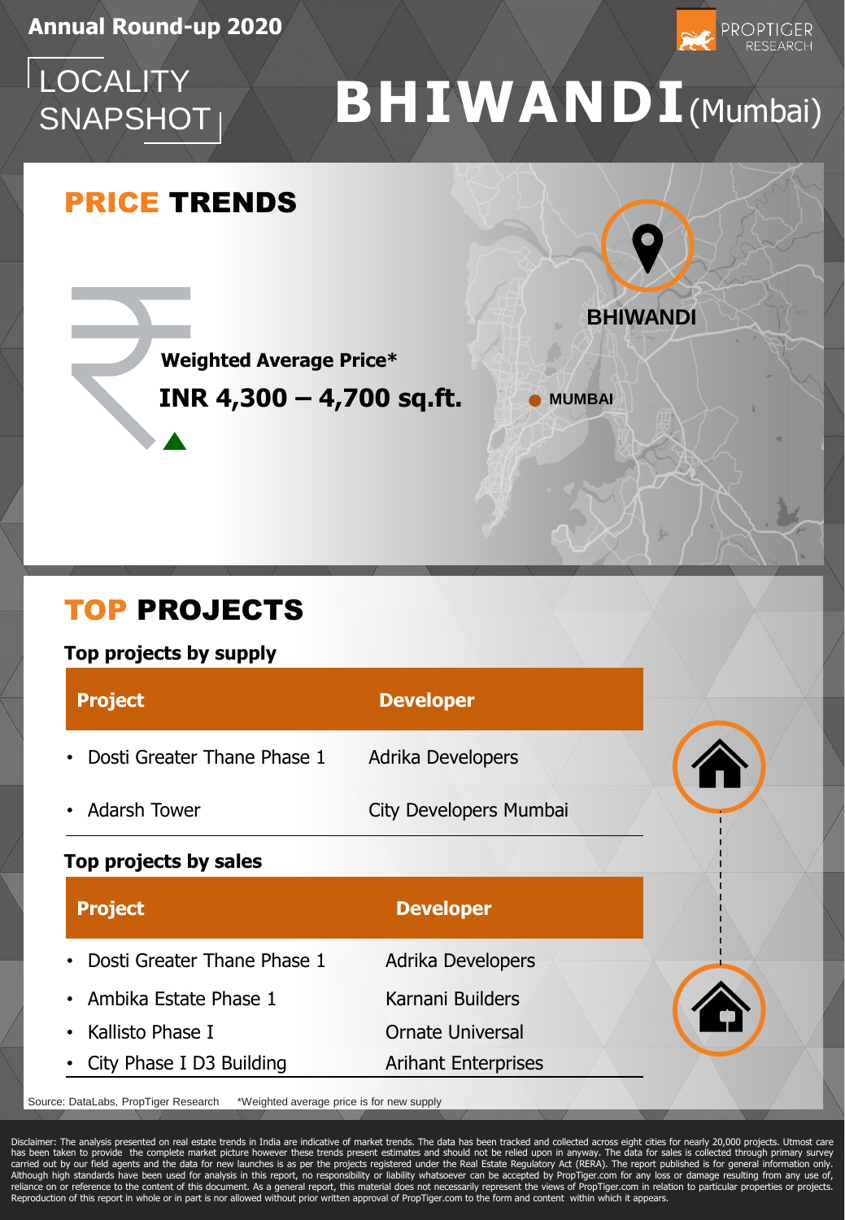Annual Round-up 2020

# LOCALITY SNAPSHOT

# BHIWANDI (Mumbai)

## PRICE TRENDS

**Weighted Average Price***

**INR 4,300 – 4,700 sq.ft.**

BHIWANDI

MUMBAI

## TOP PROJECTS

### Top projects by supply

| Project | Developer |
|---|---|
| Dosti Greater Thane Phase 1 | Adrika Developers |
| Adarsh Tower | City Developers Mumbai |

### Top projects by sales

| Project | Developer |
|---|---|
| Dosti Greater Thane Phase 1 | Adrika Developers |
| Ambika Estate Phase 1 | Karnani Builders |
| Kallisto Phase I | Ornate Universal |
| City Phase I D3 Building | Arihant Enterprises |

Source: DataLabs, PropTiger Research *Weighted average price is for new supply

Disclaimer: The analysis presented on real estate trends in India are indicative of market trends. The data has been tracked and collected across eight cities for nearly 20,000 projects. Utmost care has been taken to provide the complete market picture however these trends present estimates and should not be relied upon in anyway. The data for sales is collected through primary survey carried out by our field agents and the data for new launches is as per the projects registered under the Real Estate Regulatory Act (RERA). The report published is for general information only. Although high standards have been used for analysis in this report, no responsibility or liability whatsoever can be accepted by PropTiger.com for any loss or damage resulting from any use of, reliance on or reference to the content of this document. As a general report, this material does not necessarily represent the views of PropTiger.com in relation to particular properties or projects. Reproduction of this report in whole or in part is nor allowed without prior written approval of PropTiger.com to the form and content within which it appears.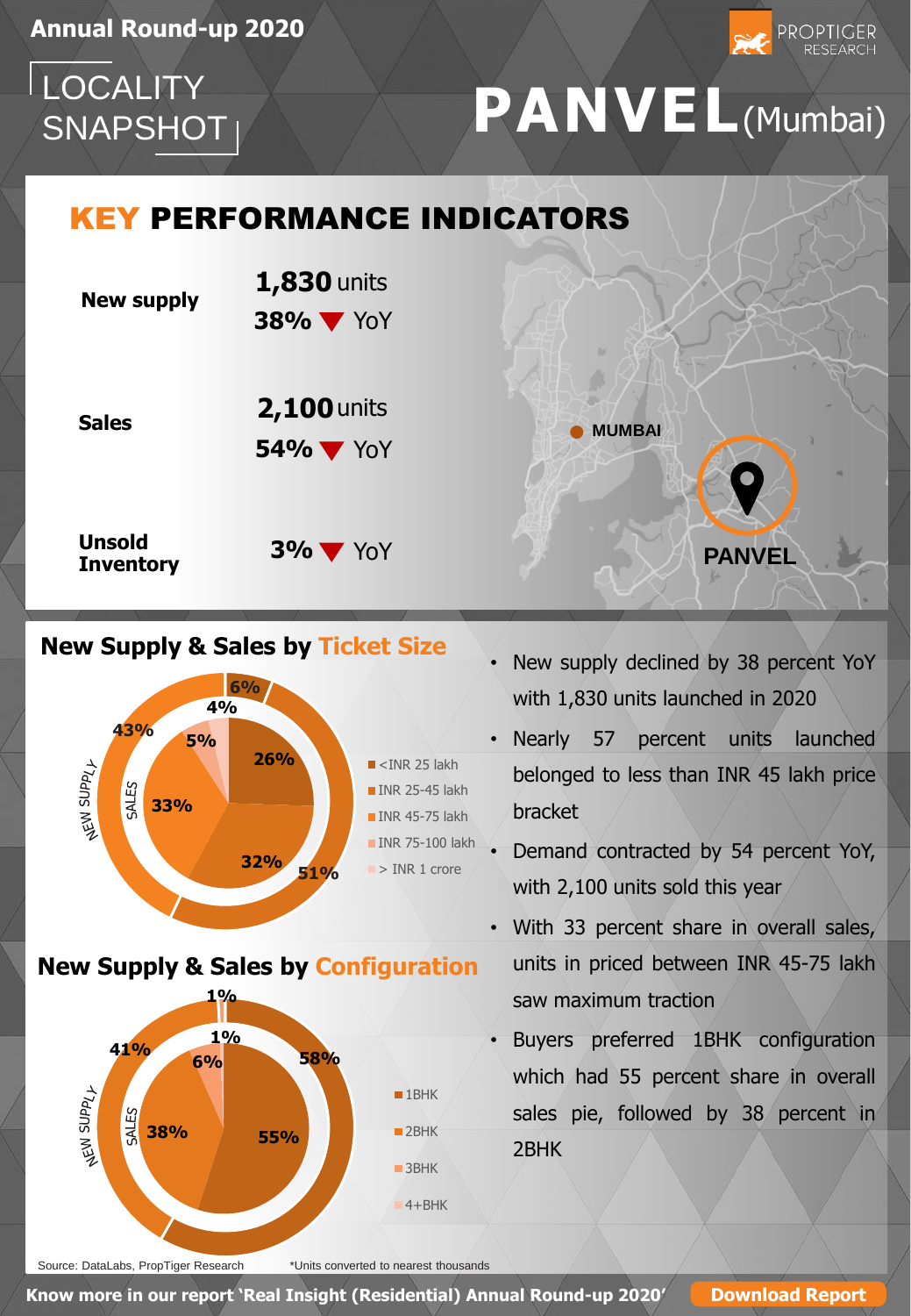Annual Round-up 2020

PROPTIGER RESEARCH

# LOCALITY SNAPSHOT

# PANVEL (Mumbai)

## KEY PERFORMANCE INDICATORS

**New supply** — **1,830** units, **38%** ▼ YoY

**Sales** — **2,100** units, **54%** ▼ YoY

**Unsold Inventory** — **3%** ▼ YoY

MUMBAI

PANVEL

## New Supply & Sales by Ticket Size

NEW SUPPLY
SALES
6%
4%
43%
5%
26%
33%
32%
51%

<INR 25 lakh
INR 25-45 lakh
INR 45-75 lakh
INR 75-100 lakh
> INR 1 crore

## New Supply & Sales by Configuration

NEW SUPPLY
SALES
1%
1%
41%
6%
58%
38%
55%

1BHK
2BHK
3BHK
4+BHK

- New supply declined by 38 percent YoY with 1,830 units launched in 2020
- Nearly 57 percent units launched belonged to less than INR 45 lakh price bracket
- Demand contracted by 54 percent YoY, with 2,100 units sold this year
- With 33 percent share in overall sales, units in priced between INR 45-75 lakh saw maximum traction
- Buyers preferred 1BHK configuration which had 55 percent share in overall sales pie, followed by 38 percent in 2BHK

Source: DataLabs, PropTiger Research

*Units converted to nearest thousands

**Know more in our report 'Real Insight (Residential) Annual Round-up 2020'** **Download Report**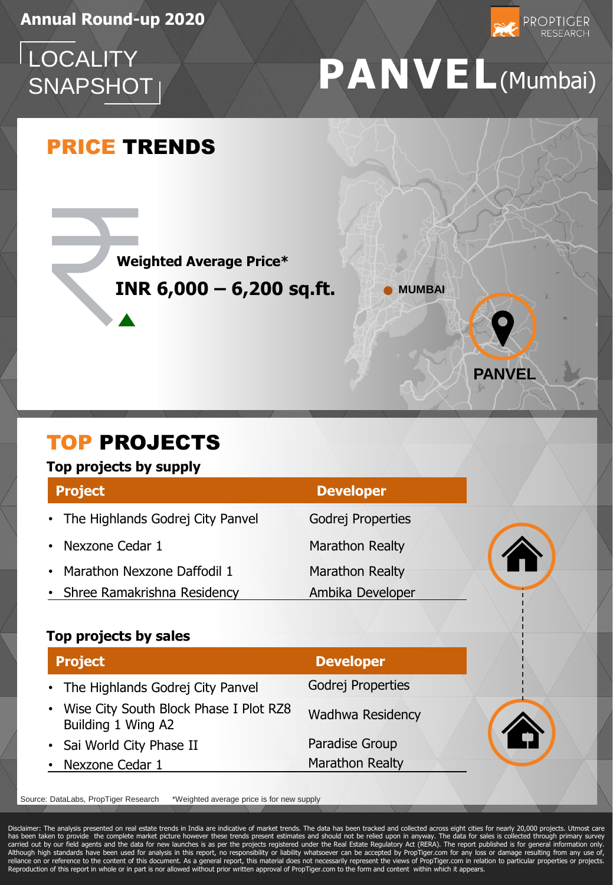Annual Round-up 2020

# LOCALITY SNAPSHOT

# PANVEL (Mumbai)

## PRICE TRENDS

**Weighted Average Price***

**INR 6,000 – 6,200 sq.ft.**

MUMBAI

PANVEL

## TOP PROJECTS

### Top projects by supply

| Project | Developer |
|---|---|
| The Highlands Godrej City Panvel | Godrej Properties |
| Nexzone Cedar 1 | Marathon Realty |
| Marathon Nexzone Daffodil 1 | Marathon Realty |
| Shree Ramakrishna Residency | Ambika Developer |

### Top projects by sales

| Project | Developer |
|---|---|
| The Highlands Godrej City Panvel | Godrej Properties |
| Wise City South Block Phase I Plot RZ8 Building 1 Wing A2 | Wadhwa Residency |
| Sai World City Phase II | Paradise Group |
| Nexzone Cedar 1 | Marathon Realty |

Source: DataLabs, PropTiger Research *Weighted average price is for new supply

Disclaimer: The analysis presented on real estate trends in India are indicative of market trends. The data has been tracked and collected across eight cities for nearly 20,000 projects. Utmost care has been taken to provide the complete market picture however these trends present estimates and should not be relied upon in anyway. The data for sales is collected through primary survey carried out by our field agents and the data for new launches is as per the projects registered under the Real Estate Regulatory Act (RERA). The report published is for general information only. Although high standards have been used for analysis in this report, no responsibility or liability whatsoever can be accepted by PropTiger.com for any loss or damage resulting from any use of, reliance on or reference to the content of this document. As a general report, this material does not necessarily represent the views of PropTiger.com in relation to particular properties or projects. Reproduction of this report in whole or in part is nor allowed without prior written approval of PropTiger.com to the form and content within which it appears.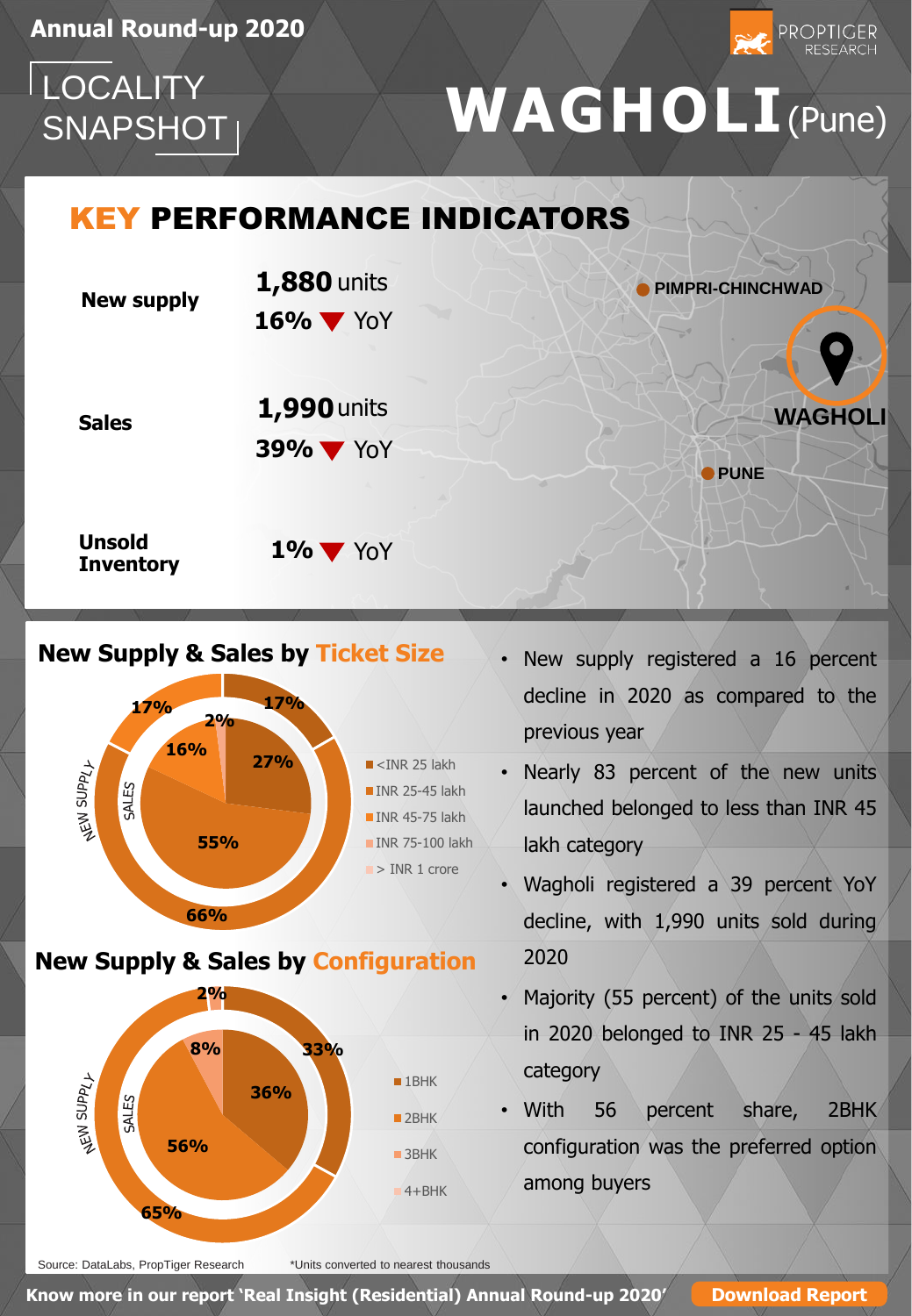Annual Round-up 2020

PROPTIGER RESEARCH

# LOCALITY SNAPSHOT

# WAGHOLI (Pune)

## KEY PERFORMANCE INDICATORS

**New supply**
**1,880** units
**16%** ▼ YoY

**Sales**
**1,990** units
**39%** ▼ YoY

**Unsold Inventory**
**1%** ▼ YoY

PIMPRI-CHINCHWAD
WAGHOLI
PUNE

## New Supply & Sales by Ticket Size

NEW SUPPLY
SALES
17%
2%
17%
16%
27%
55%
66%

- <INR 25 lakh
- INR 25-45 lakh
- INR 45-75 lakh
- INR 75-100 lakh
- > INR 1 crore

## New Supply & Sales by Configuration

NEW SUPPLY
SALES
2%
8%
33%
36%
56%
65%

- 1BHK
- 2BHK
- 3BHK
- 4+BHK

- New supply registered a 16 percent decline in 2020 as compared to the previous year
- Nearly 83 percent of the new units launched belonged to less than INR 45 lakh category
- Wagholi registered a 39 percent YoY decline, with 1,990 units sold during 2020
- Majority (55 percent) of the units sold in 2020 belonged to INR 25 - 45 lakh category
- With 56 percent share, 2BHK configuration was the preferred option among buyers

Source: DataLabs, PropTiger Research

*Units converted to nearest thousands

**Know more in our report 'Real Insight (Residential) Annual Round-up 2020'** **Download Report**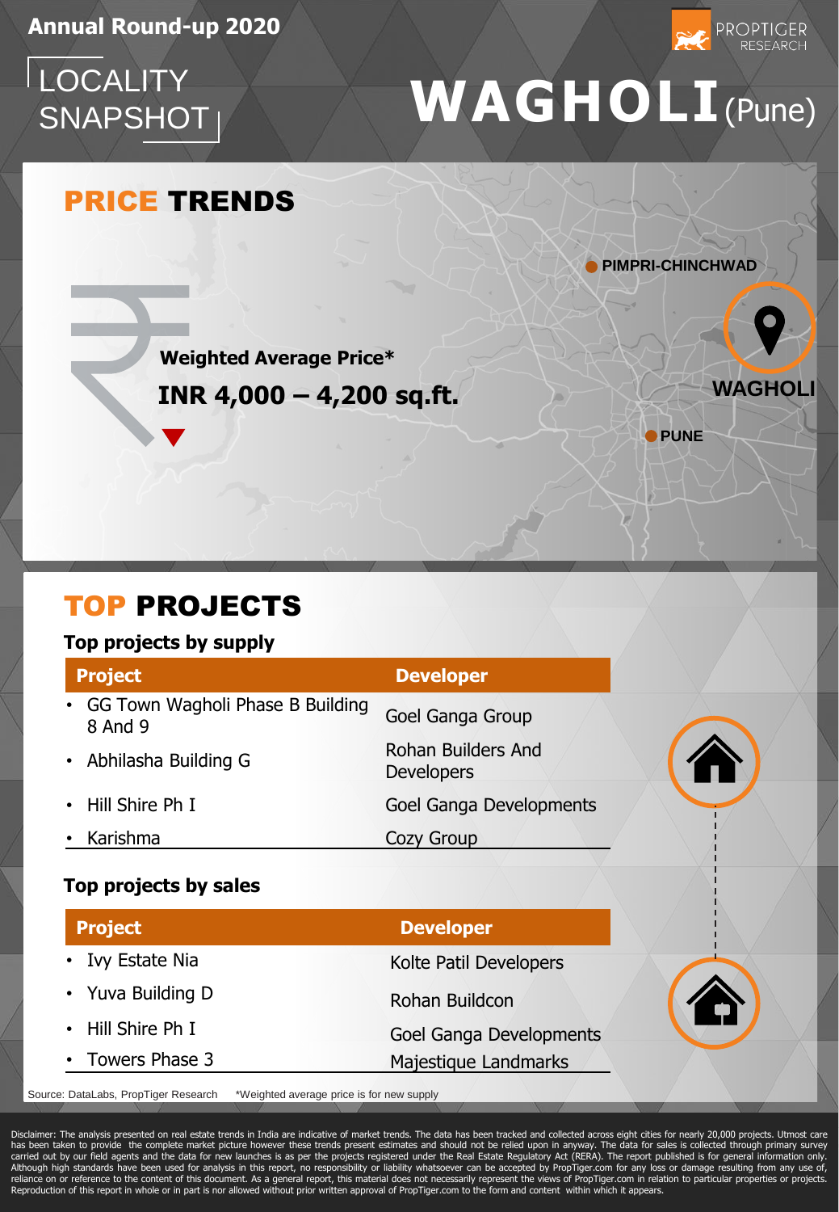Annual Round-up 2020

PROPTIGER RESEARCH

# LOCALITY SNAPSHOT WAGHOLI (Pune)

## PRICE TRENDS

PIMPRI-CHINCHWAD

WAGHOLI

PUNE

**Weighted Average Price***

**INR 4,000 – 4,200 sq.ft.**

## TOP PROJECTS

### Top projects by supply

| Project | Developer |
| --- | --- |
| GG Town Wagholi Phase B Building 8 And 9 | Goel Ganga Group |
| Abhilasha Building G | Rohan Builders And Developers |
| Hill Shire Ph I | Goel Ganga Developments |
| Karishma | Cozy Group |

### Top projects by sales

| Project | Developer |
| --- | --- |
| Ivy Estate Nia | Kolte Patil Developers |
| Yuva Building D | Rohan Buildcon |
| Hill Shire Ph I | Goel Ganga Developments |
| Towers Phase 3 | Majestique Landmarks |

Source: DataLabs, PropTiger Research *Weighted average price is for new supply

Disclaimer: The analysis presented on real estate trends in India are indicative of market trends. The data has been tracked and collected across eight cities for nearly 20,000 projects. Utmost care has been taken to provide the complete market picture however these trends present estimates and should not be relied upon in anyway. The data for sales is collected through primary survey carried out by our field agents and the data for new launches is as per the projects registered under the Real Estate Regulatory Act (RERA). The report published is for general information only. Although high standards have been used for analysis in this report, no responsibility or liability whatsoever can be accepted by PropTiger.com for any loss or damage resulting from any use of, reliance on or reference to the content of this document. As a general report, this material does not necessarily represent the views of PropTiger.com in relation to particular properties or projects. Reproduction of this report in whole or in part is nor allowed without prior written approval of PropTiger.com to the form and content within which it appears.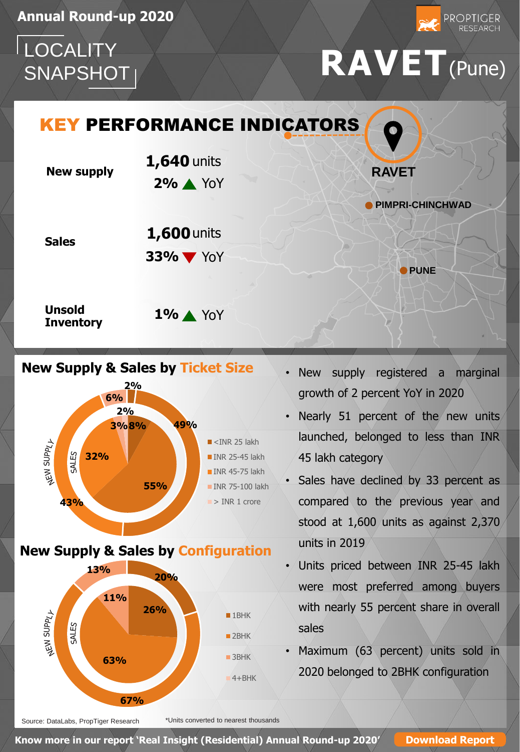Annual Round-up 2020

# LOCALITY SNAPSHOT

# RAVET (Pune)

PROPTIGER RESEARCH

## KEY PERFORMANCE INDICATORS

| | | |
|---|---|---|
| **New supply** | **1,640** units | **2%** ▲ YoY |
| **Sales** | **1,600** units | **33%** ▼ YoY |
| **Unsold Inventory** | | **1%** ▲ YoY |

RAVET
PIMPRI-CHINCHWAD
PUNE

## New Supply & Sales by Ticket Size

| Ticket Size | New Supply | Sales |
|---|---|---|
| <INR 25 lakh | 2% | 8% |
| INR 25-45 lakh | 49% | 55% |
| INR 45-75 lakh | 43% | 32% |
| INR 75-100 lakh | 6% | 3% |
| > INR 1 crore | | 2% |

## New Supply & Sales by Configuration

| Configuration | New Supply | Sales |
|---|---|---|
| 1BHK | 20% | 26% |
| 2BHK | 67% | 63% |
| 3BHK | 13% | 11% |
| 4+BHK | | |

- New supply registered a marginal growth of 2 percent YoY in 2020
- Nearly 51 percent of the new units launched, belonged to less than INR 45 lakh category
- Sales have declined by 33 percent as compared to the previous year and stood at 1,600 units as against 2,370 units in 2019
- Units priced between INR 25-45 lakh were most preferred among buyers with nearly 55 percent share in overall sales
- Maximum (63 percent) units sold in 2020 belonged to 2BHK configuration

Source: DataLabs, PropTiger Research

*Units converted to nearest thousands

Know more in our report 'Real Insight (Residential) Annual Round-up 2020' **Download Report**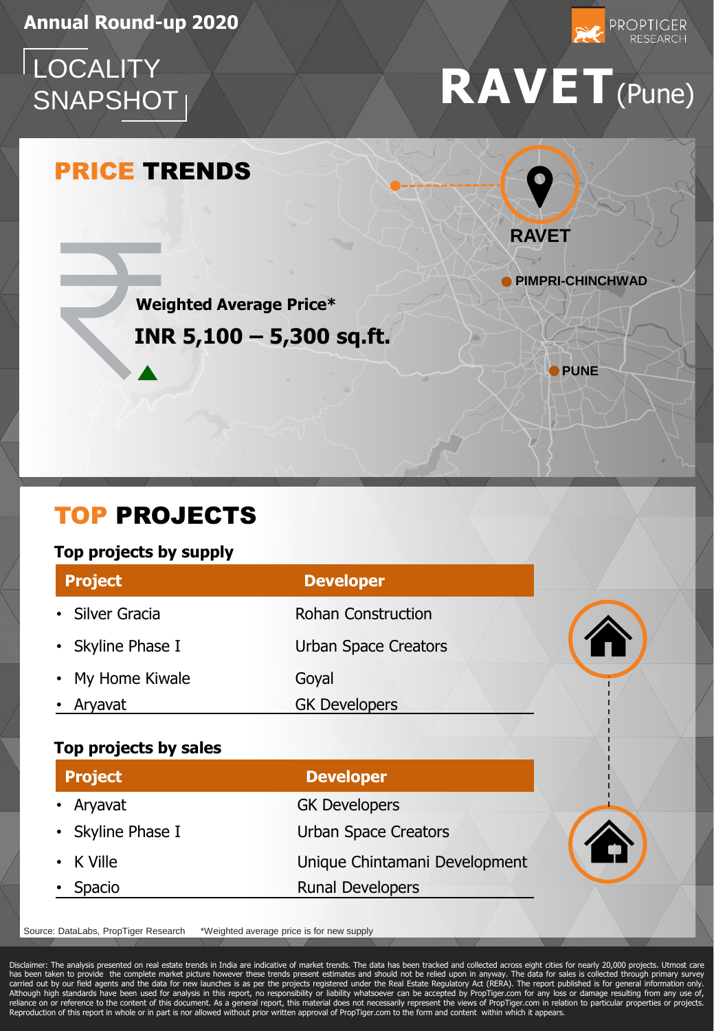Annual Round-up 2020

PROPTIGER RESEARCH

# LOCALITY SNAPSHOT

# RAVET (Pune)

## PRICE TRENDS

RAVET

PIMPRI-CHINCHWAD

PUNE

**Weighted Average Price***

**INR 5,100 – 5,300 sq.ft.**

## TOP PROJECTS

**Top projects by supply**

| Project | Developer |
|---|---|
| Silver Gracia | Rohan Construction |
| Skyline Phase I | Urban Space Creators |
| My Home Kiwale | Goyal |
| Aryavat | GK Developers |

**Top projects by sales**

| Project | Developer |
|---|---|
| Aryavat | GK Developers |
| Skyline Phase I | Urban Space Creators |
| K Ville | Unique Chintamani Development |
| Spacio | Runal Developers |

Source: DataLabs, PropTiger Research *Weighted average price is for new supply

Disclaimer: The analysis presented on real estate trends in India are indicative of market trends. The data has been tracked and collected across eight cities for nearly 20,000 projects. Utmost care has been taken to provide the complete market picture however these trends present estimates and should not be relied upon in anyway. The data for sales is collected through primary survey carried out by our field agents and the data for new launches is as per the projects registered under the Real Estate Regulatory Act (RERA). The report published is for general information only. Although high standards have been used for analysis in this report, no responsibility or liability whatsoever can be accepted by PropTiger.com for any loss or damage resulting from any use of, reliance on or reference to the content of this document. As a general report, this material does not necessarily represent the views of PropTiger.com in relation to particular properties or projects. Reproduction of this report in whole or in part is nor allowed without prior written approval of PropTiger.com to the form and content within which it appears.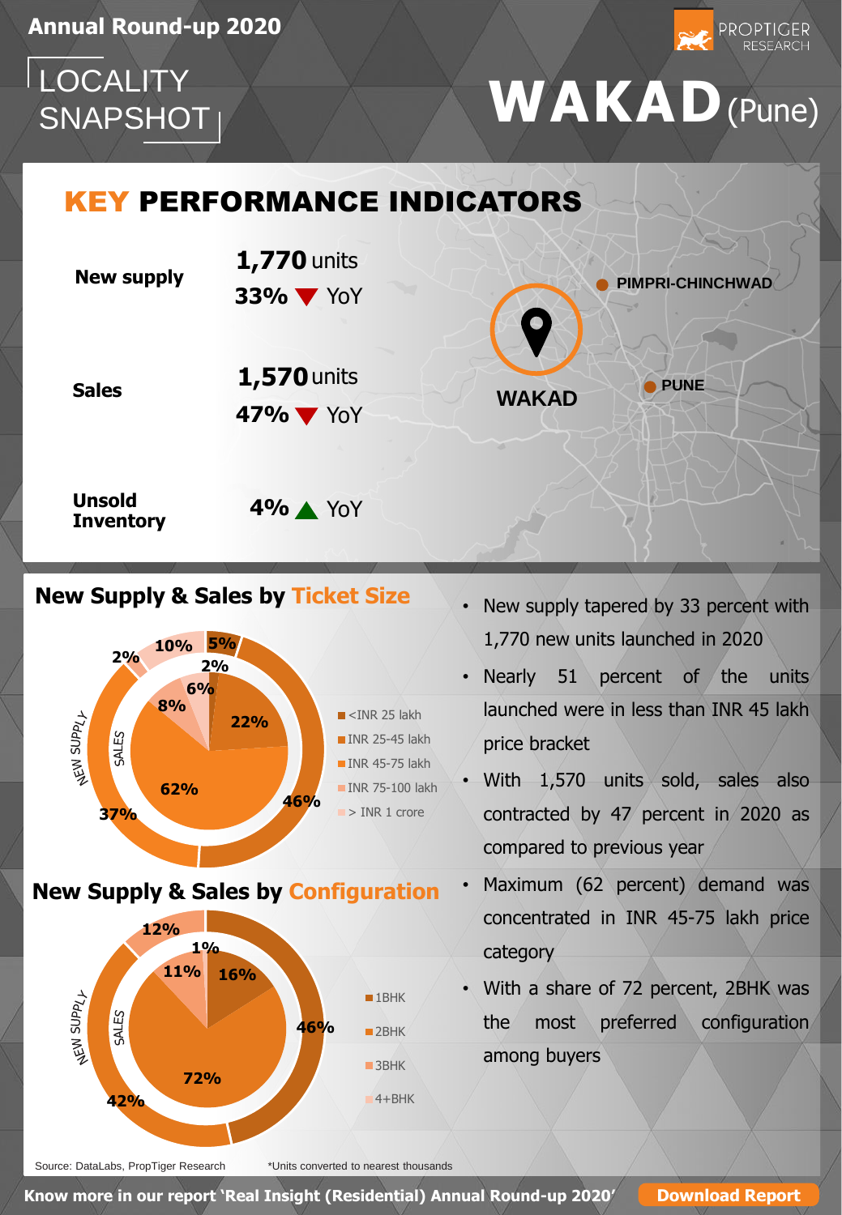Annual Round-up 2020

PROPTIGER RESEARCH

# LOCALITY SNAPSHOT

# WAKAD (Pune)

## KEY PERFORMANCE INDICATORS

**New supply**
1,770 units
33% ▼ YoY

**Sales**
1,570 units
47% ▼ YoY

**Unsold Inventory**
4% ▲ YoY

PIMPRI-CHINCHWAD
WAKAD
PUNE

## New Supply & Sales by Ticket Size

NEW SUPPLY
SALES

5%
10%
2%
2%
6%
8%
22%
62%
46%
37%

- <INR 25 lakh
- INR 25-45 lakh
- INR 45-75 lakh
- INR 75-100 lakh
- > INR 1 crore

## New Supply & Sales by Configuration

NEW SUPPLY
SALES

12%
1%
11%
16%
46%
72%
42%

- 1BHK
- 2BHK
- 3BHK
- 4+BHK

- New supply tapered by 33 percent with 1,770 new units launched in 2020
- Nearly 51 percent of the units launched were in less than INR 45 lakh price bracket
- With 1,570 units sold, sales also contracted by 47 percent in 2020 as compared to previous year
- Maximum (62 percent) demand was concentrated in INR 45-75 lakh price category
- With a share of 72 percent, 2BHK was the most preferred configuration among buyers

Source: DataLabs, PropTiger Research

*Units converted to nearest thousands

Know more in our report 'Real Insight (Residential) Annual Round-up 2020' Download Report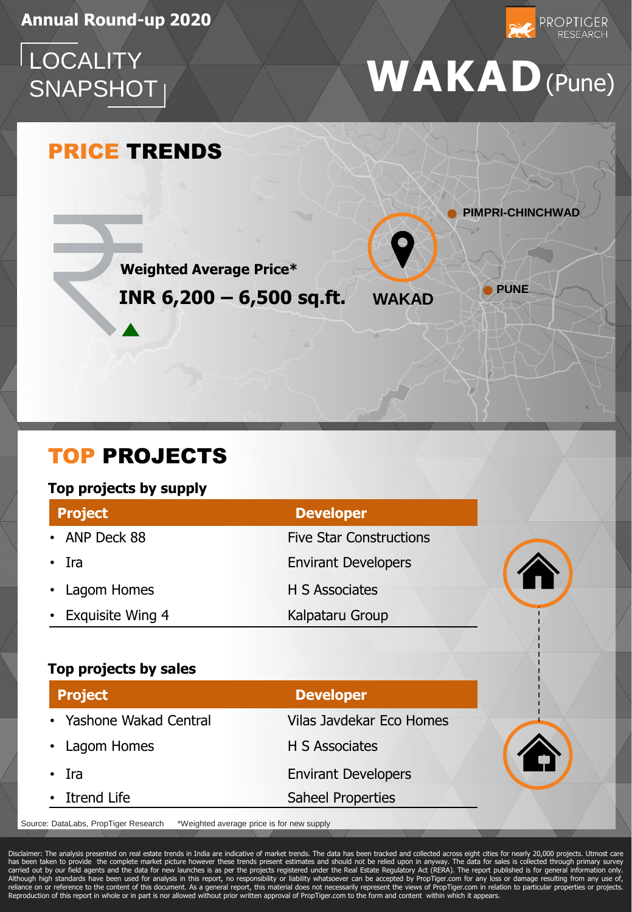Annual Round-up 2020

LOCALITY SNAPSHOT

# WAKAD (Pune)

## PRICE TRENDS

PIMPRI-CHINCHWAD

PUNE

WAKAD

**Weighted Average Price***

**INR 6,200 – 6,500 sq.ft.**

## TOP PROJECTS

### Top projects by supply

| Project | Developer |
| --- | --- |
| ANP Deck 88 | Five Star Constructions |
| Ira | Envirant Developers |
| Lagom Homes | H S Associates |
| Exquisite Wing 4 | Kalpataru Group |

### Top projects by sales

| Project | Developer |
| --- | --- |
| Yashone Wakad Central | Vilas Javdekar Eco Homes |
| Lagom Homes | H S Associates |
| Ira | Envirant Developers |
| Itrend Life | Saheel Properties |

Source: DataLabs, PropTiger Research *Weighted average price is for new supply

Disclaimer: The analysis presented on real estate trends in India are indicative of market trends. The data has been tracked and collected across eight cities for nearly 20,000 projects. Utmost care has been taken to provide the complete market picture however these trends present estimates and should not be relied upon in anyway. The data for sales is collected through primary survey carried out by our field agents and the data for new launches is as per the projects registered under the Real Estate Regulatory Act (RERA). The report published is for general information only. Although high standards have been used for analysis in this report, no responsibility or liability whatsoever can be accepted by PropTiger.com for any loss or damage resulting from any use of, reliance on or reference to the content of this document. As a general report, this material does not necessarily represent the views of PropTiger.com in relation to particular properties or projects. Reproduction of this report in whole or in part is nor allowed without prior written approval of PropTiger.com to the form and content within which it appears.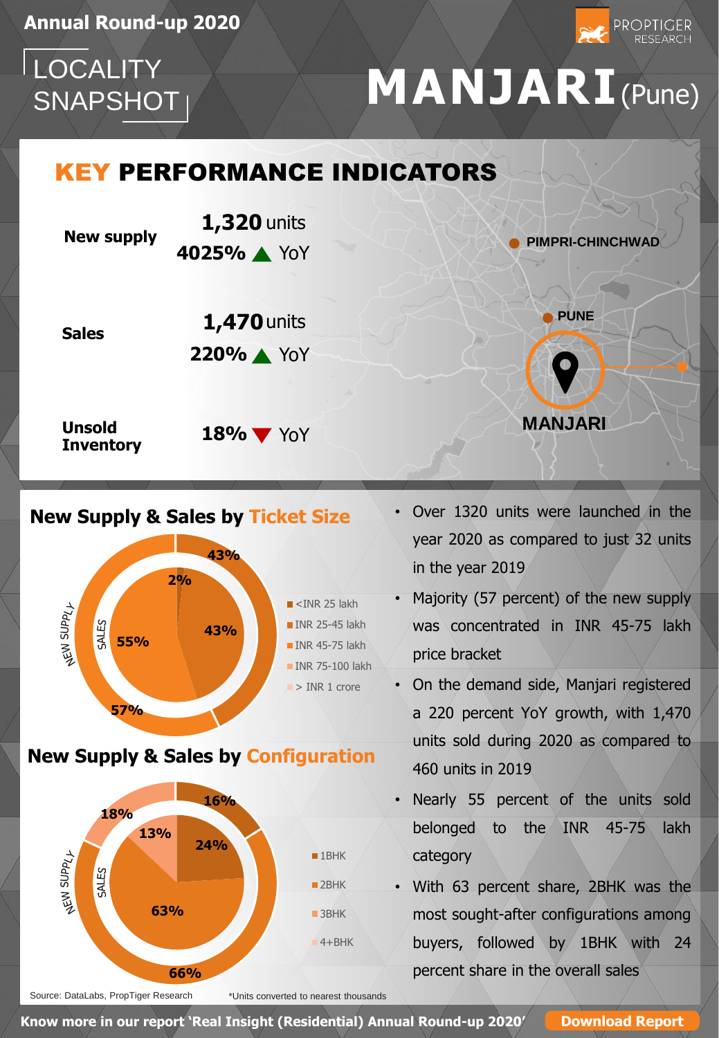Annual Round-up 2020

PROPTIGER RESEARCH

# LOCALITY SNAPSHOT

# MANJARI (Pune)

## KEY PERFORMANCE INDICATORS

**New supply**
**1,320** units
**4025%** ▲ YoY

**Sales**
**1,470** units
**220%** ▲ YoY

**Unsold Inventory**
**18%** ▼ YoY

PIMPRI-CHINCHWAD
PUNE
MANJARI

## New Supply & Sales by Ticket Size

NEW SUPPLY
SALES
43%
2%
43%
55%
57%

<INR 25 lakh
INR 25-45 lakh
INR 45-75 lakh
INR 75-100 lakh
> INR 1 crore

## New Supply & Sales by Configuration

NEW SUPPLY
SALES
16%
18%
13%
24%
63%
66%

1BHK
2BHK
3BHK
4+BHK

- Over 1320 units were launched in the year 2020 as compared to just 32 units in the year 2019
- Majority (57 percent) of the new supply was concentrated in INR 45-75 lakh price bracket
- On the demand side, Manjari registered a 220 percent YoY growth, with 1,470 units sold during 2020 as compared to 460 units in 2019
- Nearly 55 percent of the units sold belonged to the INR 45-75 lakh category
- With 63 percent share, 2BHK was the most sought-after configurations among buyers, followed by 1BHK with 24 percent share in the overall sales

Source: DataLabs, PropTiger Research

*Units converted to nearest thousands

Know more in our report 'Real Insight (Residential) Annual Round-up 2020' **Download Report**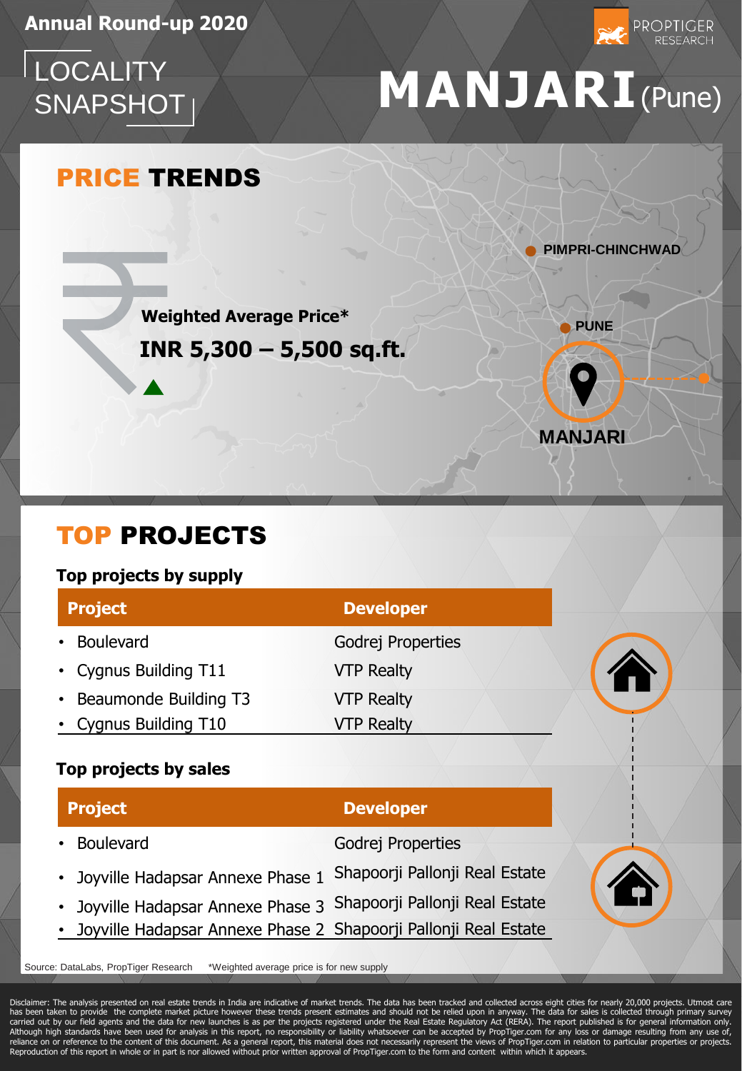Annual Round-up 2020

LOCALITY SNAPSHOT

# MANJARI (Pune)

## PRICE TRENDS

PIMPRI-CHINCHWAD

PUNE

MANJARI

**Weighted Average Price***

**INR 5,300 – 5,500 sq.ft.**

## TOP PROJECTS

### Top projects by supply

| Project | Developer |
| --- | --- |
| Boulevard | Godrej Properties |
| Cygnus Building T11 | VTP Realty |
| Beaumonde Building T3 | VTP Realty |
| Cygnus Building T10 | VTP Realty |

### Top projects by sales

| Project | Developer |
| --- | --- |
| Boulevard | Godrej Properties |
| Joyville Hadapsar Annexe Phase 1 | Shapoorji Pallonji Real Estate |
| Joyville Hadapsar Annexe Phase 3 | Shapoorji Pallonji Real Estate |
| Joyville Hadapsar Annexe Phase 2 | Shapoorji Pallonji Real Estate |

Source: DataLabs, PropTiger Research *Weighted average price is for new supply

Disclaimer: The analysis presented on real estate trends in India are indicative of market trends. The data has been tracked and collected across eight cities for nearly 20,000 projects. Utmost care has been taken to provide the complete market picture however these trends present estimates and should not be relied upon in anyway. The data for sales is collected through primary survey carried out by our field agents and the data for new launches is as per the projects registered under the Real Estate Regulatory Act (RERA). The report published is for general information only. Although high standards have been used for analysis in this report, no responsibility or liability whatsoever can be accepted by PropTiger.com for any loss or damage resulting from any use of, reliance on or reference to the content of this document. As a general report, this material does not necessarily represent the views of PropTiger.com in relation to particular properties or projects. Reproduction of this report in whole or in part is nor allowed without prior written approval of PropTiger.com to the form and content within which it appears.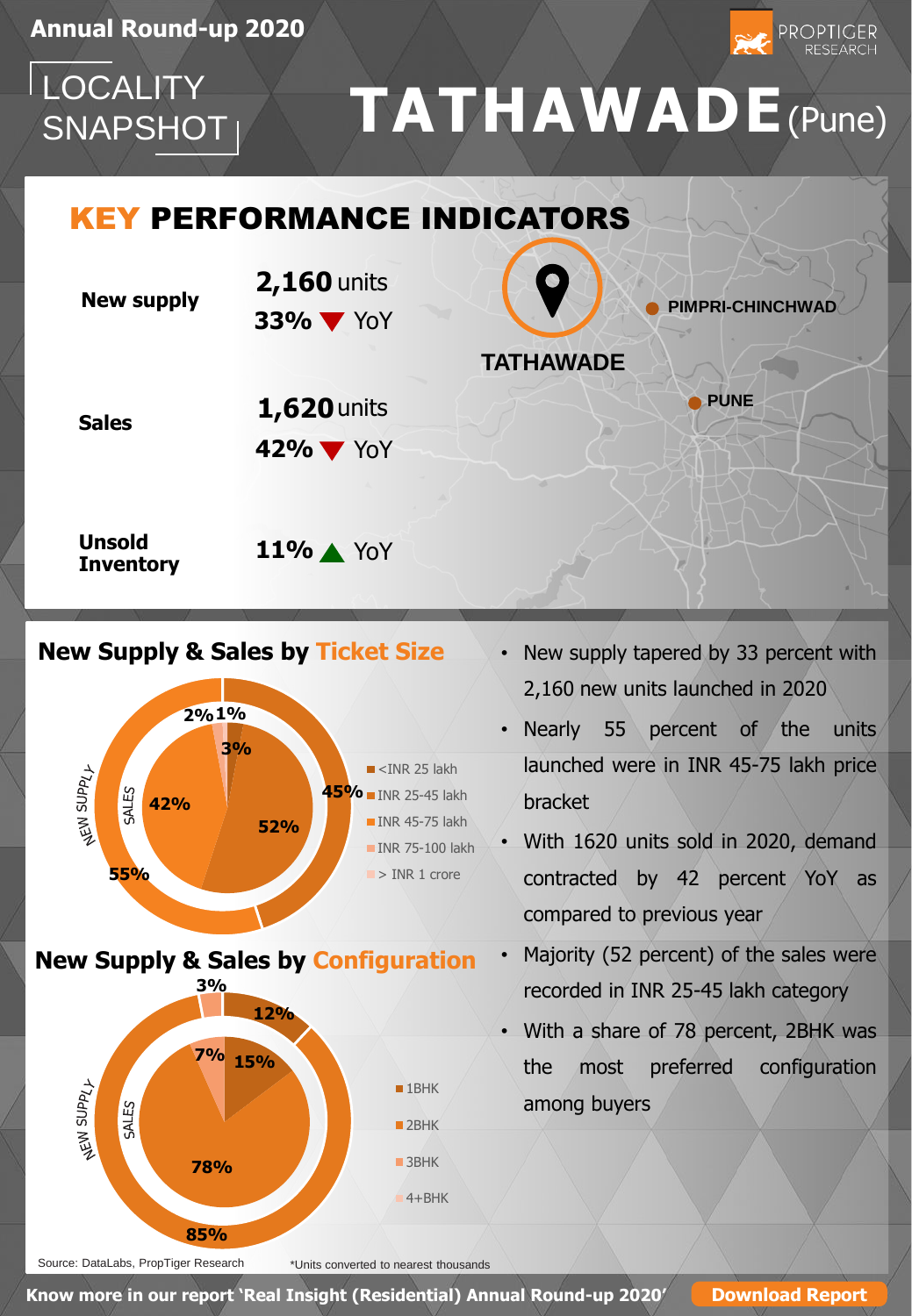Annual Round-up 2020

PROPTIGER RESEARCH

# LOCALITY SNAPSHOT TATHAWADE (Pune)

## KEY PERFORMANCE INDICATORS

**New supply**
2,160 units
33% ▼ YoY

**Sales**
1,620 units
42% ▼ YoY

**Unsold Inventory**
11% ▲ YoY

TATHAWADE
PIMPRI-CHINCHWAD
PUNE

## New Supply & Sales by Ticket Size

NEW SUPPLY
SALES
2%
1%
3%
42%
52%
45%
55%

- <INR 25 lakh
- INR 25-45 lakh
- INR 45-75 lakh
- INR 75-100 lakh
- > INR 1 crore

## New Supply & Sales by Configuration

NEW SUPPLY
SALES
3%
12%
7%
15%
78%
85%

- 1BHK
- 2BHK
- 3BHK
- 4+BHK

- New supply tapered by 33 percent with 2,160 new units launched in 2020
- Nearly 55 percent of the units launched were in INR 45-75 lakh price bracket
- With 1620 units sold in 2020, demand contracted by 42 percent YoY as compared to previous year
- Majority (52 percent) of the sales were recorded in INR 25-45 lakh category
- With a share of 78 percent, 2BHK was the most preferred configuration among buyers

Source: DataLabs, PropTiger Research

*Units converted to nearest thousands

Know more in our report 'Real Insight (Residential) Annual Round-up 2020' **Download Report**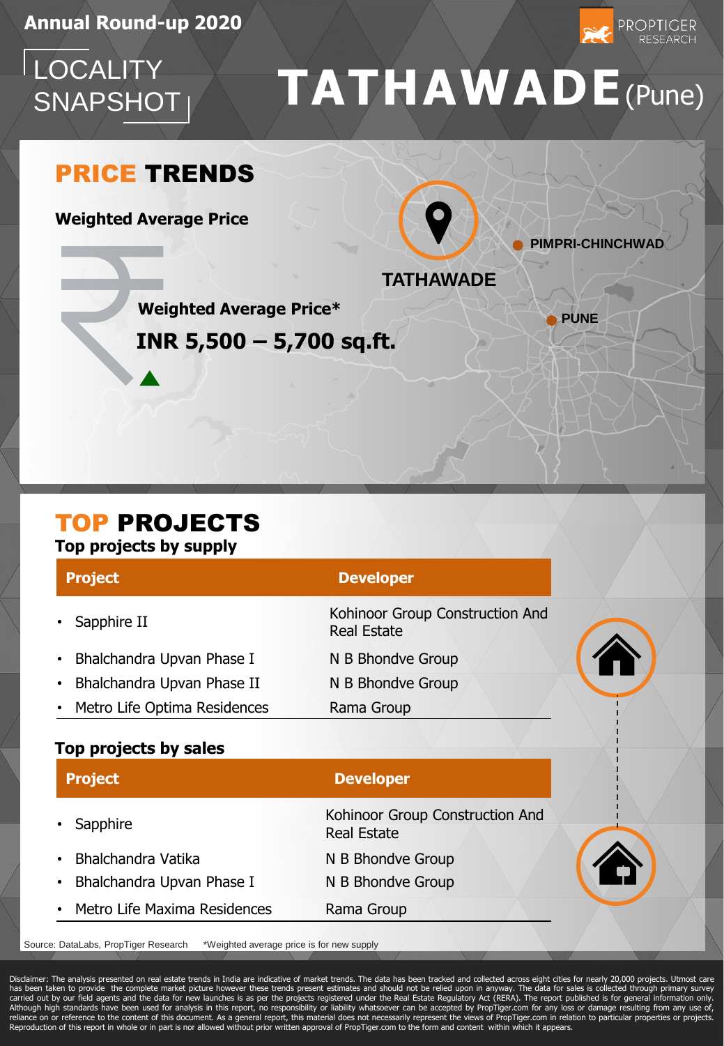Annual Round-up 2020

PROPTIGER RESEARCH

# LOCALITY SNAPSHOT TATHAWADE (Pune)

## PRICE TRENDS

**Weighted Average Price**

TATHAWADE

PIMPRI-CHINCHWAD

PUNE

**Weighted Average Price***

**INR 5,500 – 5,700 sq.ft.**

## TOP PROJECTS

### Top projects by supply

| Project | Developer |
|---|---|
| Sapphire II | Kohinoor Group Construction And Real Estate |
| Bhalchandra Upvan Phase I | N B Bhondve Group |
| Bhalchandra Upvan Phase II | N B Bhondve Group |
| Metro Life Optima Residences | Rama Group |

### Top projects by sales

| Project | Developer |
|---|---|
| Sapphire | Kohinoor Group Construction And Real Estate |
| Bhalchandra Vatika | N B Bhondve Group |
| Bhalchandra Upvan Phase I | N B Bhondve Group |
| Metro Life Maxima Residences | Rama Group |

Source: DataLabs, PropTiger Research *Weighted average price is for new supply

Disclaimer: The analysis presented on real estate trends in India are indicative of market trends. The data has been tracked and collected across eight cities for nearly 20,000 projects. Utmost care has been taken to provide the complete market picture however these trends present estimates and should not be relied upon in anyway. The data for sales is collected through primary survey carried out by our field agents and the data for new launches is as per the projects registered under the Real Estate Regulatory Act (RERA). The report published is for general information only. Although high standards have been used for analysis in this report, no responsibility or liability whatsoever can be accepted by PropTiger.com for any loss or damage resulting from any use of, reliance on or reference to the content of this document. As a general report, this material does not necessarily represent the views of PropTiger.com in relation to particular properties or projects. Reproduction of this report in whole or in part is nor allowed without prior written approval of PropTiger.com to the form and content within which it appears.